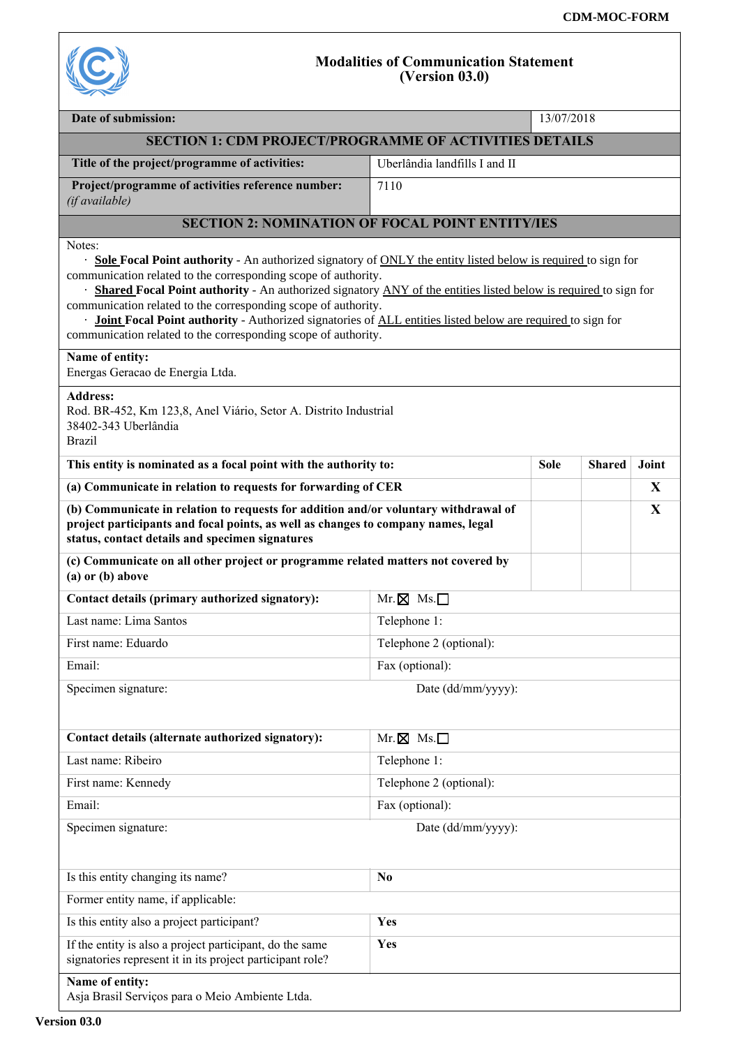# Modalities of Communication Statement (Version 03.0)

| Date of submission: | 13/07/2018 |
|---|---|

## SECTION 1: CDM PROJECT/PROGRAMME OF ACTIVITIES DETAILS

| | |
|---|---|
| **Title of the project/programme of activities:** | Uberlândia landfills I and II |
| **Project/programme of activities reference number:** *(if available)* | 7110 |

## SECTION 2: NOMINATION OF FOCAL POINT ENTITY/IES

Notes:

- **Sole Focal Point authority** - An authorized signatory of ONLY the entity listed below is required to sign for communication related to the corresponding scope of authority.
- **Shared Focal Point authority** - An authorized signatory ANY of the entities listed below is required to sign for communication related to the corresponding scope of authority.
- **Joint Focal Point authority** - Authorized signatories of ALL entities listed below are required to sign for communication related to the corresponding scope of authority.

**Name of entity:**
Energas Geracao de Energia Ltda.

**Address:**
Rod. BR-452, Km 123,8, Anel Viário, Setor A. Distrito Industrial
38402-343 Uberlândia
Brazil

| This entity is nominated as a focal point with the authority to: | Sole | Shared | Joint |
|---|---|---|---|
| (a) Communicate in relation to requests for forwarding of CER | | | X |
| (b) Communicate in relation to requests for addition and/or voluntary withdrawal of project participants and focal points, as well as changes to company names, legal status, contact details and specimen signatures | | | X |
| (c) Communicate on all other project or programme related matters not covered by (a) or (b) above | | | |

| | |
|---|---|
| **Contact details (primary authorized signatory):** | Mr. ☒ Ms. ☐ |
| Last name: Lima Santos | Telephone 1: |
| First name: Eduardo | Telephone 2 (optional): |
| Email: | Fax (optional): |
| Specimen signature: | Date (dd/mm/yyyy): |

| | |
|---|---|
| **Contact details (alternate authorized signatory):** | Mr. ☒ Ms. ☐ |
| Last name: Ribeiro | Telephone 1: |
| First name: Kennedy | Telephone 2 (optional): |
| Email: | Fax (optional): |
| Specimen signature: | Date (dd/mm/yyyy): |

| | |
|---|---|
| Is this entity changing its name? | **No** |
| Former entity name, if applicable: | |
| Is this entity also a project participant? | **Yes** |
| If the entity is also a project participant, do the same signatories represent it in its project participant role? | **Yes** |

**Name of entity:**
Asja Brasil Serviços para o Meio Ambiente Ltda.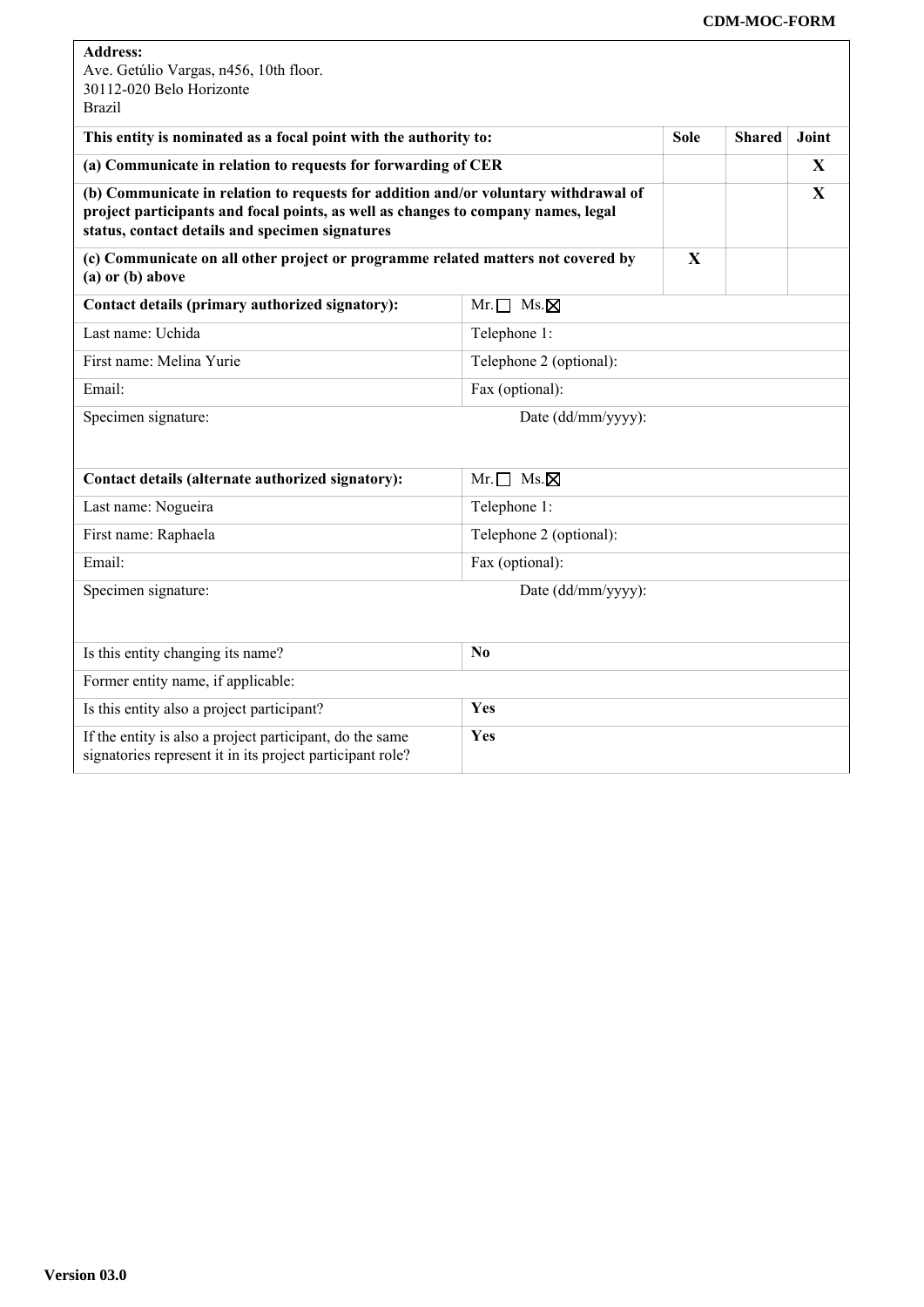| | | | | |
|---|---|---|---|---|
| **Address:**<br>Ave. Getúlio Vargas, n456, 10th floor.<br>30112-020 Belo Horizonte<br>Brazil | | | | |
| **This entity is nominated as a focal point with the authority to:** | | **Sole** | **Shared** | **Joint** |
| **(a) Communicate in relation to requests for forwarding of CER** | | | | **X** |
| **(b) Communicate in relation to requests for addition and/or voluntary withdrawal of project participants and focal points, as well as changes to company names, legal status, contact details and specimen signatures** | | | | **X** |
| **(c) Communicate on all other project or programme related matters not covered by (a) or (b) above** | | **X** | | |
| **Contact details (primary authorized signatory):** | Mr. ☐ Ms. ☒ | | | |
| Last name: Uchida | Telephone 1: | | | |
| First name: Melina Yurie | Telephone 2 (optional): | | | |
| Email: | Fax (optional): | | | |
| Specimen signature: | Date (dd/mm/yyyy): | | | |
| **Contact details (alternate authorized signatory):** | Mr. ☐ Ms. ☒ | | | |
| Last name: Nogueira | Telephone 1: | | | |
| First name: Raphaela | Telephone 2 (optional): | | | |
| Email: | Fax (optional): | | | |
| Specimen signature: | Date (dd/mm/yyyy): | | | |
| Is this entity changing its name? | **No** | | | |
| Former entity name, if applicable: | | | | |
| Is this entity also a project participant? | **Yes** | | | |
| If the entity is also a project participant, do the same signatories represent it in its project participant role? | **Yes** | | | |